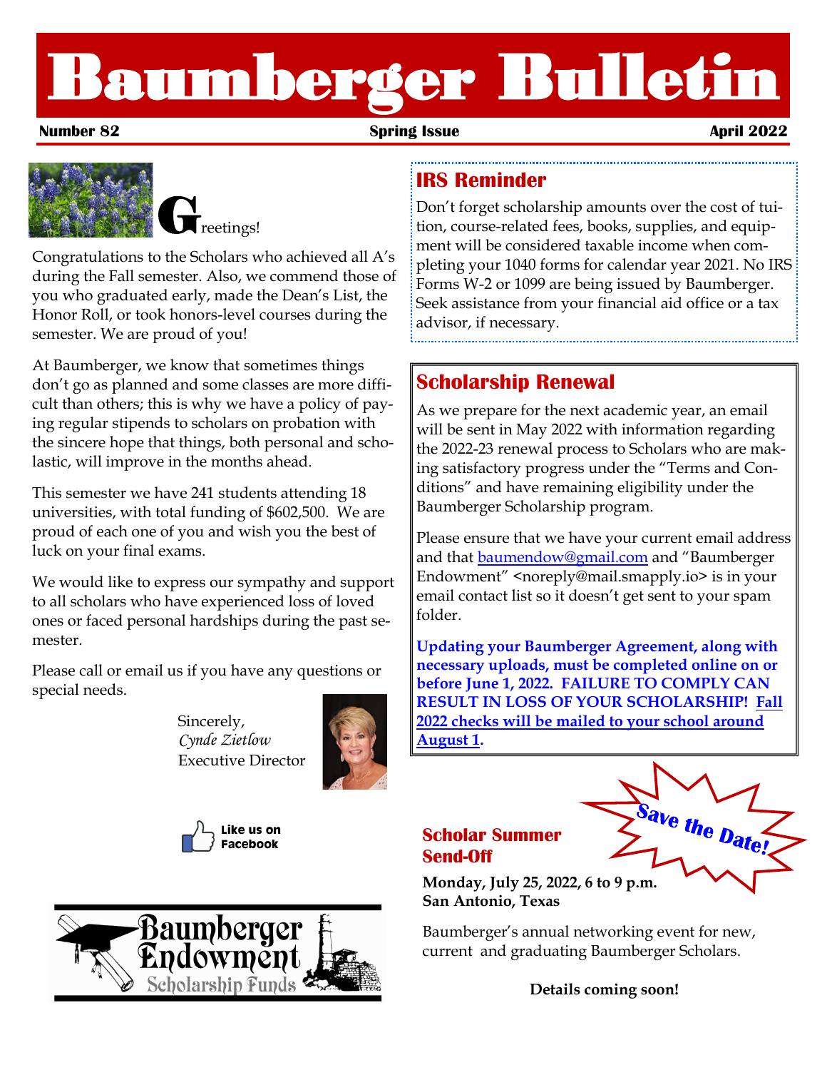# Baumberger Bulletin

**Number 82** | **Spring Issue** | **April 2022**

Greetings!

Congratulations to the Scholars who achieved all A's during the Fall semester. Also, we commend those of you who graduated early, made the Dean's List, the Honor Roll, or took honors-level courses during the semester. We are proud of you!

At Baumberger, we know that sometimes things don't go as planned and some classes are more difficult than others; this is why we have a policy of paying regular stipends to scholars on probation with the sincere hope that things, both personal and scholastic, will improve in the months ahead.

This semester we have 241 students attending 18 universities, with total funding of $602,500. We are proud of each one of you and wish you the best of luck on your final exams.

We would like to express our sympathy and support to all scholars who have experienced loss of loved ones or faced personal hardships during the past semester.

Please call or email us if you have any questions or special needs.

Sincerely,
*Cynde Zietlow*
Executive Director

Like us on Facebook

Baumberger Endowment Scholarship Funds

## IRS Reminder

Don't forget scholarship amounts over the cost of tuition, course-related fees, books, supplies, and equipment will be considered taxable income when completing your 1040 forms for calendar year 2021. No IRS Forms W-2 or 1099 are being issued by Baumberger. Seek assistance from your financial aid office or a tax advisor, if necessary.

## Scholarship Renewal

As we prepare for the next academic year, an email will be sent in May 2022 with information regarding the 2022-23 renewal process to Scholars who are making satisfactory progress under the "Terms and Conditions" and have remaining eligibility under the Baumberger Scholarship program.

Please ensure that we have your current email address and that baumendow@gmail.com and "Baumberger Endowment" <noreply@mail.smapply.io> is in your email contact list so it doesn't get sent to your spam folder.

**Updating your Baumberger Agreement, along with necessary uploads, must be completed online on or before June 1, 2022. FAILURE TO COMPLY CAN RESULT IN LOSS OF YOUR SCHOLARSHIP! Fall 2022 checks will be mailed to your school around August 1.**

## Scholar Summer Send-Off

Save the Date!

**Monday, July 25, 2022, 6 to 9 p.m.**
**San Antonio, Texas**

Baumberger's annual networking event for new, current and graduating Baumberger Scholars.

**Details coming soon!**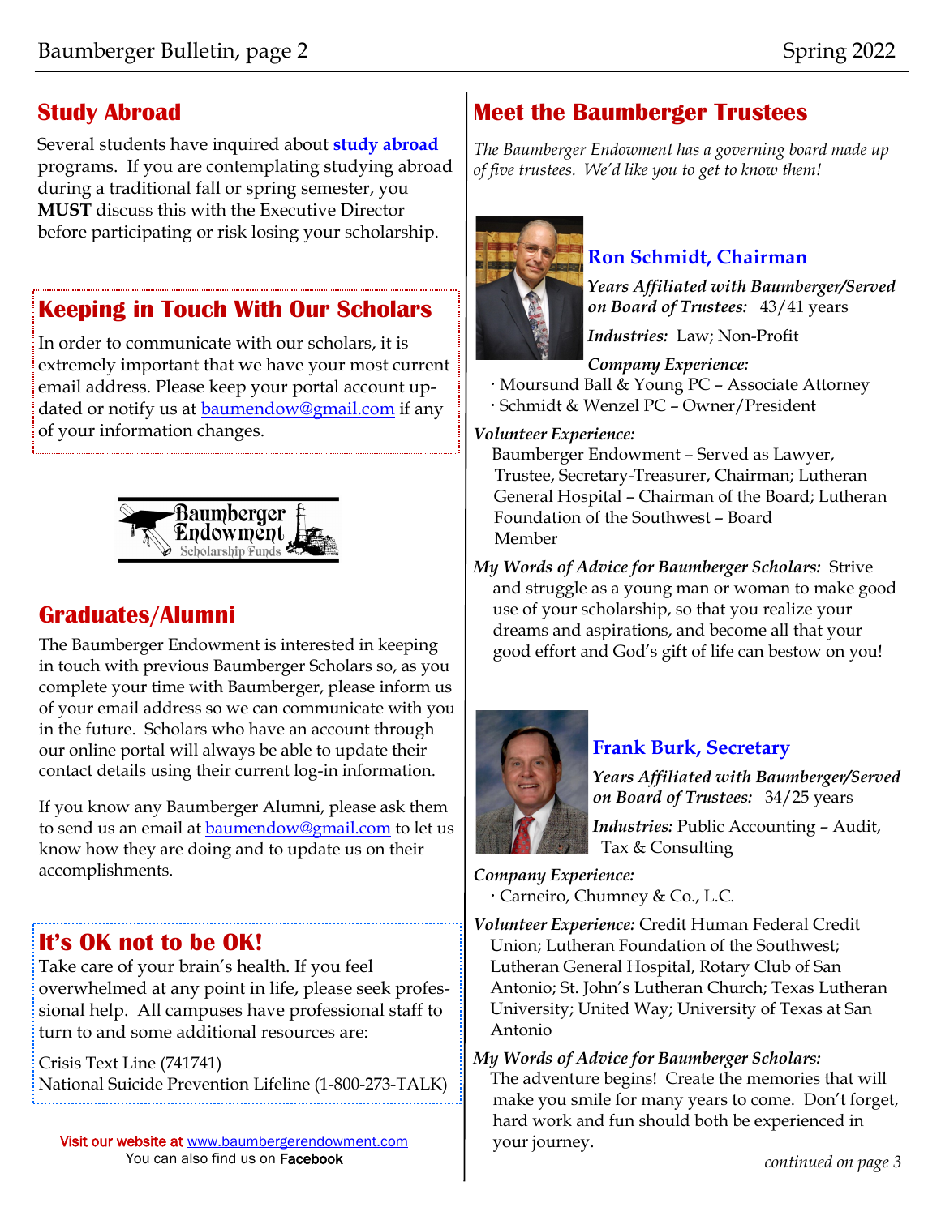## Study Abroad

Several students have inquired about **study abroad** programs. If you are contemplating studying abroad during a traditional fall or spring semester, you **MUST** discuss this with the Executive Director before participating or risk losing your scholarship.

## Keeping in Touch With Our Scholars

In order to communicate with our scholars, it is extremely important that we have your most current email address. Please keep your portal account updated or notify us at baumendow@gmail.com if any of your information changes.

## Graduates/Alumni

The Baumberger Endowment is interested in keeping in touch with previous Baumberger Scholars so, as you complete your time with Baumberger, please inform us of your email address so we can communicate with you in the future. Scholars who have an account through our online portal will always be able to update their contact details using their current log-in information.

If you know any Baumberger Alumni, please ask them to send us an email at baumendow@gmail.com to let us know how they are doing and to update us on their accomplishments.

## It's OK not to be OK!

Take care of your brain's health. If you feel overwhelmed at any point in life, please seek professional help. All campuses have professional staff to turn to and some additional resources are:

Crisis Text Line (741741)
National Suicide Prevention Lifeline (1-800-273-TALK)

Visit our website at www.baumbergerendowment.com
You can also find us on Facebook

## Meet the Baumberger Trustees

*The Baumberger Endowment has a governing board made up of five trustees. We'd like you to get to know them!*

### Ron Schmidt, Chairman

***Years Affiliated with Baumberger/Served on Board of Trustees:*** 43/41 years

***Industries:*** Law; Non-Profit

***Company Experience:***

- Moursund Ball & Young PC – Associate Attorney
- Schmidt & Wenzel PC – Owner/President

***Volunteer Experience:*** Baumberger Endowment – Served as Lawyer, Trustee, Secretary-Treasurer, Chairman; Lutheran General Hospital – Chairman of the Board; Lutheran Foundation of the Southwest – Board Member

***My Words of Advice for Baumberger Scholars:*** Strive and struggle as a young man or woman to make good use of your scholarship, so that you realize your dreams and aspirations, and become all that your good effort and God's gift of life can bestow on you!

### Frank Burk, Secretary

***Years Affiliated with Baumberger/Served on Board of Trustees:*** 34/25 years

***Industries:*** Public Accounting – Audit, Tax & Consulting

***Company Experience:***

- Carneiro, Chumney & Co., L.C.

***Volunteer Experience:*** Credit Human Federal Credit Union; Lutheran Foundation of the Southwest; Lutheran General Hospital, Rotary Club of San Antonio; St. John's Lutheran Church; Texas Lutheran University; United Way; University of Texas at San Antonio

***My Words of Advice for Baumberger Scholars:*** The adventure begins! Create the memories that will make you smile for many years to come. Don't forget, hard work and fun should both be experienced in your journey.

*continued on page 3*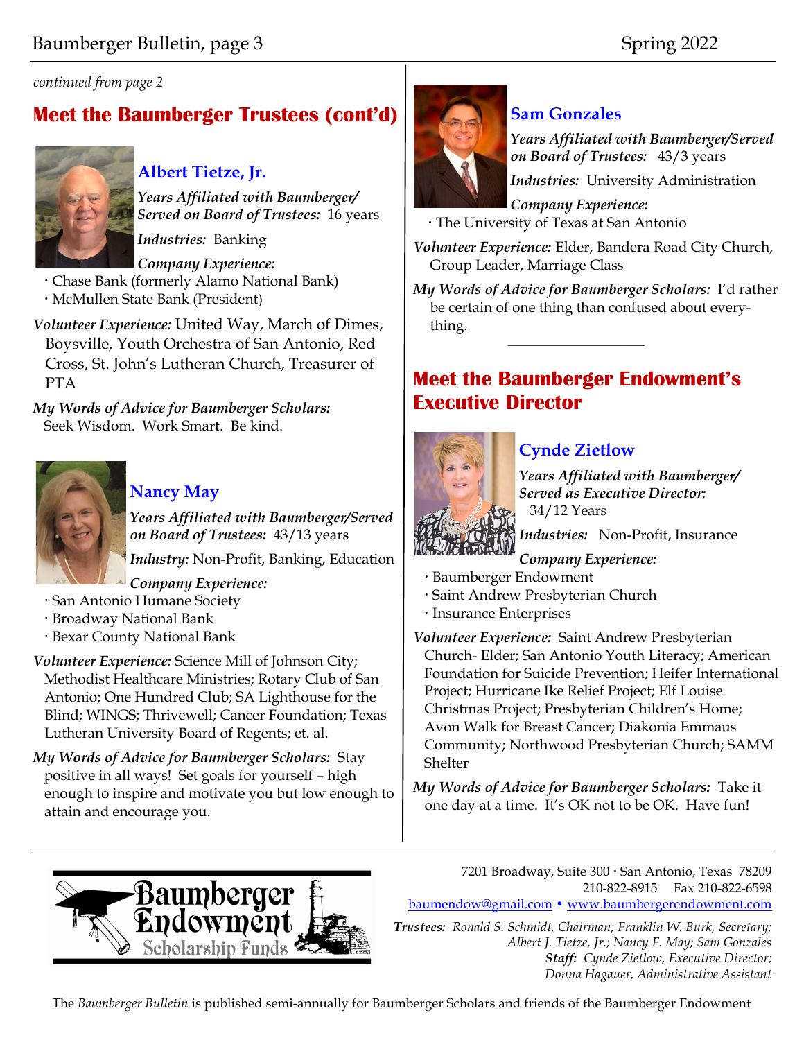*continued from page 2*

## Meet the Baumberger Trustees (cont'd)

### Albert Tietze, Jr.

***Years Affiliated with Baumberger/ Served on Board of Trustees:*** 16 years

***Industries:*** Banking

***Company Experience:***

- Chase Bank (formerly Alamo National Bank)
- McMullen State Bank (President)

***Volunteer Experience:*** United Way, March of Dimes, Boysville, Youth Orchestra of San Antonio, Red Cross, St. John's Lutheran Church, Treasurer of PTA

***My Words of Advice for Baumberger Scholars:*** Seek Wisdom. Work Smart. Be kind.

### Nancy May

***Years Affiliated with Baumberger/Served on Board of Trustees:*** 43/13 years

***Industry:*** Non-Profit, Banking, Education

***Company Experience:***

- San Antonio Humane Society
- Broadway National Bank
- Bexar County National Bank

***Volunteer Experience:*** Science Mill of Johnson City; Methodist Healthcare Ministries; Rotary Club of San Antonio; One Hundred Club; SA Lighthouse for the Blind; WINGS; Thrivewell; Cancer Foundation; Texas Lutheran University Board of Regents; et. al.

***My Words of Advice for Baumberger Scholars:*** Stay positive in all ways! Set goals for yourself – high enough to inspire and motivate you but low enough to attain and encourage you.

### Sam Gonzales

***Years Affiliated with Baumberger/Served on Board of Trustees:*** 43/3 years

***Industries:*** University Administration

***Company Experience:***

- The University of Texas at San Antonio

***Volunteer Experience:*** Elder, Bandera Road City Church, Group Leader, Marriage Class

***My Words of Advice for Baumberger Scholars:*** I'd rather be certain of one thing than confused about everything.

## Meet the Baumberger Endowment's Executive Director

### Cynde Zietlow

***Years Affiliated with Baumberger/ Served as Executive Director:*** 34/12 Years

***Industries:*** Non-Profit, Insurance

***Company Experience:***

- Baumberger Endowment
- Saint Andrew Presbyterian Church
- Insurance Enterprises

***Volunteer Experience:*** Saint Andrew Presbyterian Church- Elder; San Antonio Youth Literacy; American Foundation for Suicide Prevention; Heifer International Project; Hurricane Ike Relief Project; Elf Louise Christmas Project; Presbyterian Children's Home; Avon Walk for Breast Cancer; Diakonia Emmaus Community; Northwood Presbyterian Church; SAMM Shelter

***My Words of Advice for Baumberger Scholars:*** Take it one day at a time. It's OK not to be OK. Have fun!

---

Baumberger Endowment Scholarship Funds

7201 Broadway, Suite 300 · San Antonio, Texas 78209
210-822-8915 Fax 210-822-6598
baumendow@gmail.com • www.baumbergerendowment.com

***Trustees:*** *Ronald S. Schmidt, Chairman; Franklin W. Burk, Secretary; Albert J. Tietze, Jr.; Nancy F. May; Sam Gonzales*
***Staff:*** *Cynde Zietlow, Executive Director; Donna Hagauer, Administrative Assistant*

The *Baumberger Bulletin* is published semi-annually for Baumberger Scholars and friends of the Baumberger Endowment